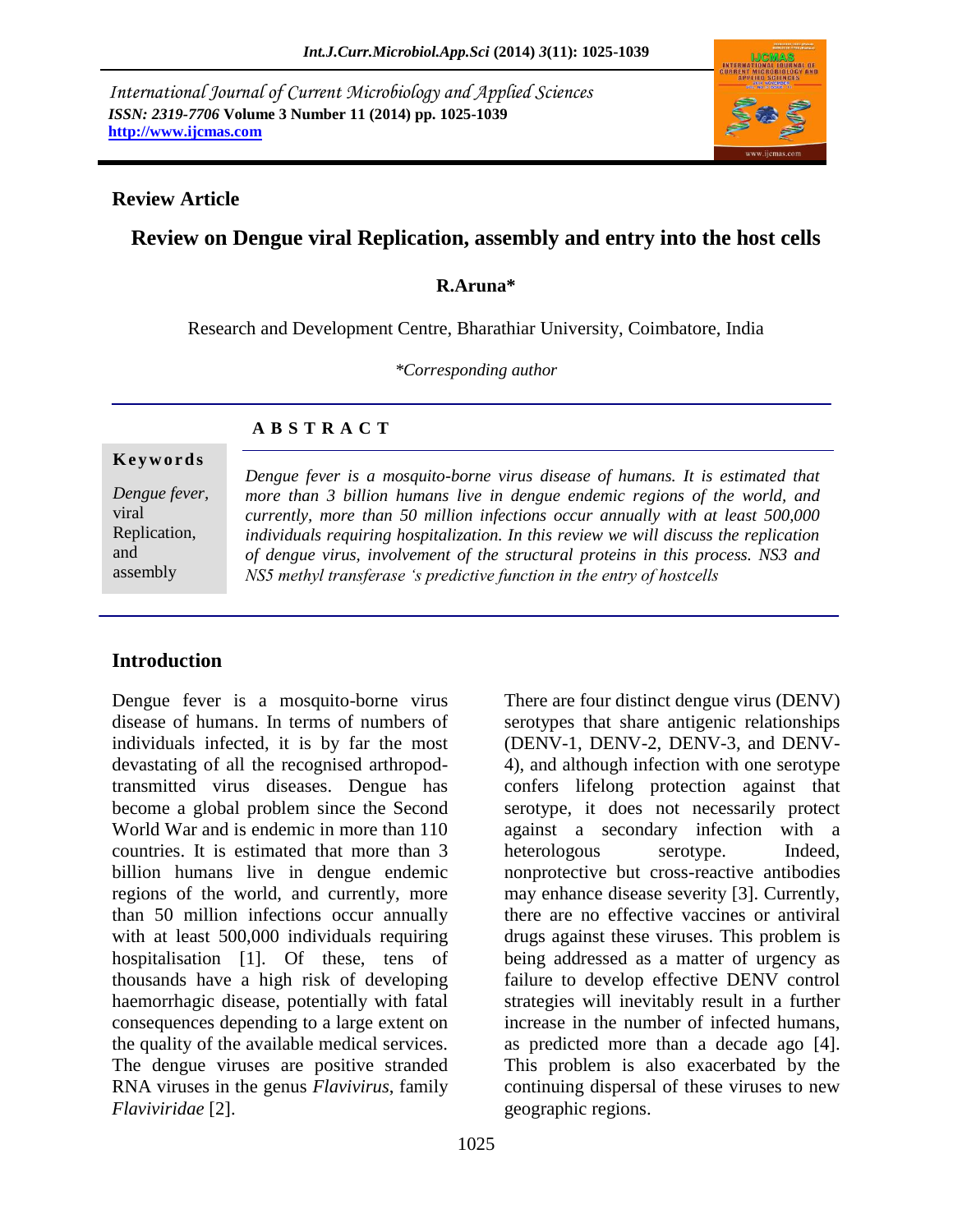*International Journal of Current Microbiology and Applied Sciences*
*ISSN: 2319-7706* **Volume 3 Number 11 (2014) pp. 1025-1039**
**http://www.ijcmas.com**

**Review Article**

# Review on Dengue viral Replication, assembly and entry into the host cells

**R.Aruna***

Research and Development Centre, Bharathiar University, Coimbatore, India

**Corresponding author*

## A B S T R A C T

**Keywords**

*Dengue fever*, viral Replication, and assembly

*Dengue fever is a mosquito-borne virus disease of humans. It is estimated that more than 3 billion humans live in dengue endemic regions of the world, and currently, more than 50 million infections occur annually with at least 500,000 individuals requiring hospitalization. In this review we will discuss the replication of dengue virus, involvement of the structural proteins in this process. NS3 and NS5 methyl transferase 's predictive function in the entry of hostcells*

## Introduction

Dengue fever is a mosquito-borne virus disease of humans. In terms of numbers of individuals infected, it is by far the most devastating of all the recognised arthropod-transmitted virus diseases. Dengue has become a global problem since the Second World War and is endemic in more than 110 countries. It is estimated that more than 3 billion humans live in dengue endemic regions of the world, and currently, more than 50 million infections occur annually with at least 500,000 individuals requiring hospitalisation [1]. Of these, tens of thousands have a high risk of developing haemorrhagic disease, potentially with fatal consequences depending to a large extent on the quality of the available medical services. The dengue viruses are positive stranded RNA viruses in the genus *Flavivirus*, family *Flaviviridae* [2].

There are four distinct dengue virus (DENV) serotypes that share antigenic relationships (DENV-1, DENV-2, DENV-3, and DENV-4), and although infection with one serotype confers lifelong protection against that serotype, it does not necessarily protect against a secondary infection with a heterologous serotype. Indeed, nonprotective but cross-reactive antibodies may enhance disease severity [3]. Currently, there are no effective vaccines or antiviral drugs against these viruses. This problem is being addressed as a matter of urgency as failure to develop effective DENV control strategies will inevitably result in a further increase in the number of infected humans, as predicted more than a decade ago [4]. This problem is also exacerbated by the continuing dispersal of these viruses to new geographic regions.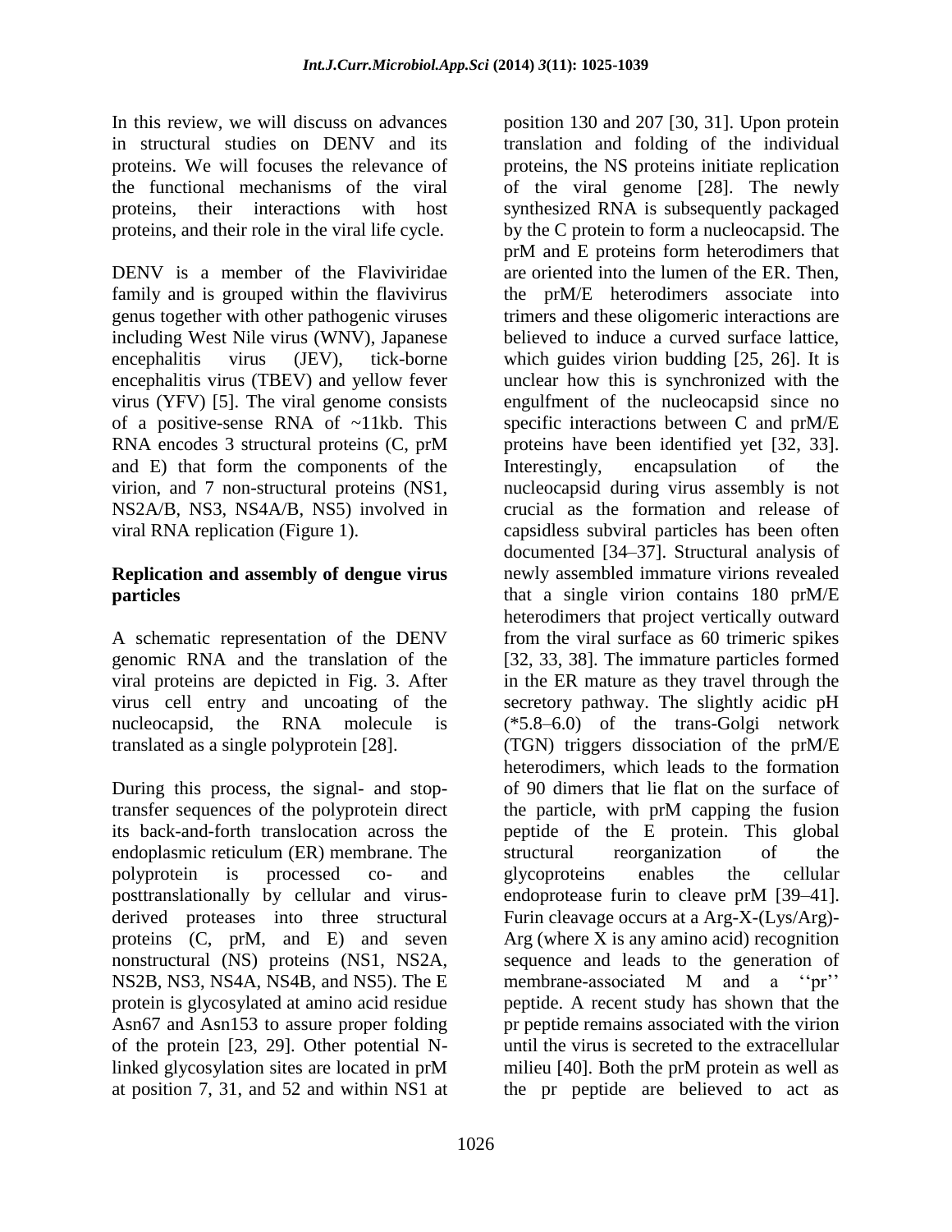In this review, we will discuss on advances in structural studies on DENV and its proteins. We will focuses the relevance of the functional mechanisms of the viral proteins, their interactions with host proteins, and their role in the viral life cycle.

DENV is a member of the Flaviviridae family and is grouped within the flavivirus genus together with other pathogenic viruses including West Nile virus (WNV), Japanese encephalitis virus (JEV), tick-borne encephalitis virus (TBEV) and yellow fever virus (YFV) [5]. The viral genome consists of a positive-sense RNA of ~11kb. This RNA encodes 3 structural proteins (C, prM and E) that form the components of the virion, and 7 non-structural proteins (NS1, NS2A/B, NS3, NS4A/B, NS5) involved in viral RNA replication (Figure 1).

## Replication and assembly of dengue virus particles

A schematic representation of the DENV genomic RNA and the translation of the viral proteins are depicted in Fig. 3. After virus cell entry and uncoating of the nucleocapsid, the RNA molecule is translated as a single polyprotein [28].

During this process, the signal- and stop-transfer sequences of the polyprotein direct its back-and-forth translocation across the endoplasmic reticulum (ER) membrane. The polyprotein is processed co- and posttranslationally by cellular and virus-derived proteases into three structural proteins (C, prM, and E) and seven nonstructural (NS) proteins (NS1, NS2A, NS2B, NS3, NS4A, NS4B, and NS5). The E protein is glycosylated at amino acid residue Asn67 and Asn153 to assure proper folding of the protein [23, 29]. Other potential N-linked glycosylation sites are located in prM at position 7, 31, and 52 and within NS1 at position 130 and 207 [30, 31]. Upon protein translation and folding of the individual proteins, the NS proteins initiate replication of the viral genome [28]. The newly synthesized RNA is subsequently packaged by the C protein to form a nucleocapsid. The prM and E proteins form heterodimers that are oriented into the lumen of the ER. Then, the prM/E heterodimers associate into trimers and these oligomeric interactions are believed to induce a curved surface lattice, which guides virion budding [25, 26]. It is unclear how this is synchronized with the engulfment of the nucleocapsid since no specific interactions between C and prM/E proteins have been identified yet [32, 33]. Interestingly, encapsulation of the nucleocapsid during virus assembly is not crucial as the formation and release of capsidless subviral particles has been often documented [34–37]. Structural analysis of newly assembled immature virions revealed that a single virion contains 180 prM/E heterodimers that project vertically outward from the viral surface as 60 trimeric spikes [32, 33, 38]. The immature particles formed in the ER mature as they travel through the secretory pathway. The slightly acidic pH (*5.8–6.0) of the trans-Golgi network (TGN) triggers dissociation of the prM/E heterodimers, which leads to the formation of 90 dimers that lie flat on the surface of the particle, with prM capping the fusion peptide of the E protein. This global structural reorganization of the glycoproteins enables the cellular endoprotease furin to cleave prM [39–41]. Furin cleavage occurs at a Arg-X-(Lys/Arg)-Arg (where X is any amino acid) recognition sequence and leads to the generation of membrane-associated M and a ''pr'' peptide. A recent study has shown that the pr peptide remains associated with the virion until the virus is secreted to the extracellular milieu [40]. Both the prM protein as well as the pr peptide are believed to act as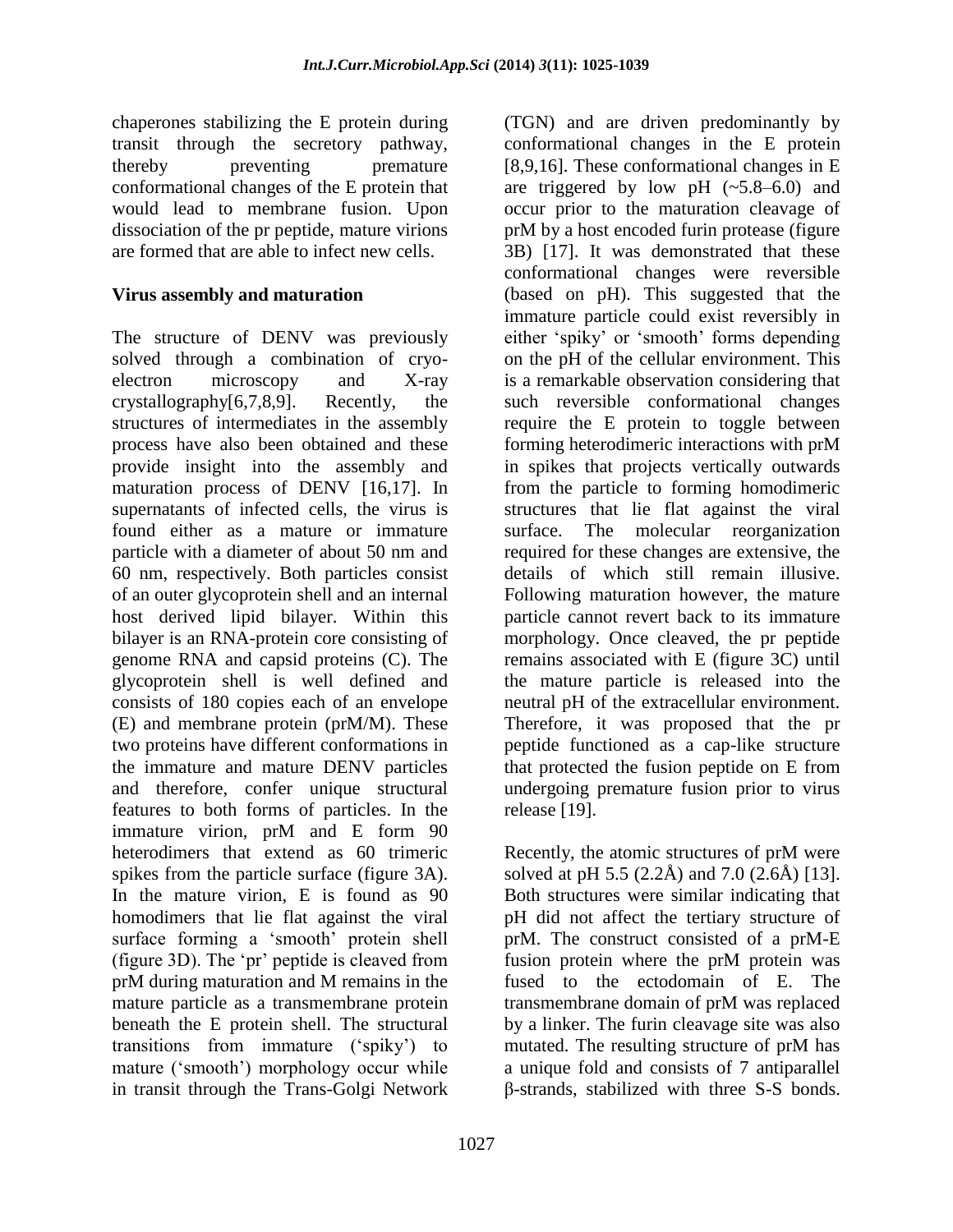chaperones stabilizing the E protein during transit through the secretory pathway, thereby preventing premature conformational changes of the E protein that would lead to membrane fusion. Upon dissociation of the pr peptide, mature virions are formed that are able to infect new cells.

## Virus assembly and maturation

The structure of DENV was previously solved through a combination of cryo-electron microscopy and X-ray crystallography[6,7,8,9]. Recently, the structures of intermediates in the assembly process have also been obtained and these provide insight into the assembly and maturation process of DENV [16,17]. In supernatants of infected cells, the virus is found either as a mature or immature particle with a diameter of about 50 nm and 60 nm, respectively. Both particles consist of an outer glycoprotein shell and an internal host derived lipid bilayer. Within this bilayer is an RNA-protein core consisting of genome RNA and capsid proteins (C). The glycoprotein shell is well defined and consists of 180 copies each of an envelope (E) and membrane protein (prM/M). These two proteins have different conformations in the immature and mature DENV particles and therefore, confer unique structural features to both forms of particles. In the immature virion, prM and E form 90 heterodimers that extend as 60 trimeric spikes from the particle surface (figure 3A). In the mature virion, E is found as 90 homodimers that lie flat against the viral surface forming a 'smooth' protein shell (figure 3D). The 'pr' peptide is cleaved from prM during maturation and M remains in the mature particle as a transmembrane protein beneath the E protein shell. The structural transitions from immature ('spiky') to mature ('smooth') morphology occur while in transit through the Trans-Golgi Network (TGN) and are driven predominantly by conformational changes in the E protein [8,9,16]. These conformational changes in E are triggered by low pH (~5.8–6.0) and occur prior to the maturation cleavage of prM by a host encoded furin protease (figure 3B) [17]. It was demonstrated that these conformational changes were reversible (based on pH). This suggested that the immature particle could exist reversibly in either 'spiky' or 'smooth' forms depending on the pH of the cellular environment. This is a remarkable observation considering that such reversible conformational changes require the E protein to toggle between forming heterodimeric interactions with prM in spikes that projects vertically outwards from the particle to forming homodimeric structures that lie flat against the viral surface. The molecular reorganization required for these changes are extensive, the details of which still remain illusive. Following maturation however, the mature particle cannot revert back to its immature morphology. Once cleaved, the pr peptide remains associated with E (figure 3C) until the mature particle is released into the neutral pH of the extracellular environment. Therefore, it was proposed that the pr peptide functioned as a cap-like structure that protected the fusion peptide on E from undergoing premature fusion prior to virus release [19].

Recently, the atomic structures of prM were solved at pH 5.5 (2.2Å) and 7.0 (2.6Å) [13]. Both structures were similar indicating that pH did not affect the tertiary structure of prM. The construct consisted of a prM-E fusion protein where the prM protein was fused to the ectodomain of E. The transmembrane domain of prM was replaced by a linker. The furin cleavage site was also mutated. The resulting structure of prM has a unique fold and consists of 7 antiparallel β-strands, stabilized with three S-S bonds.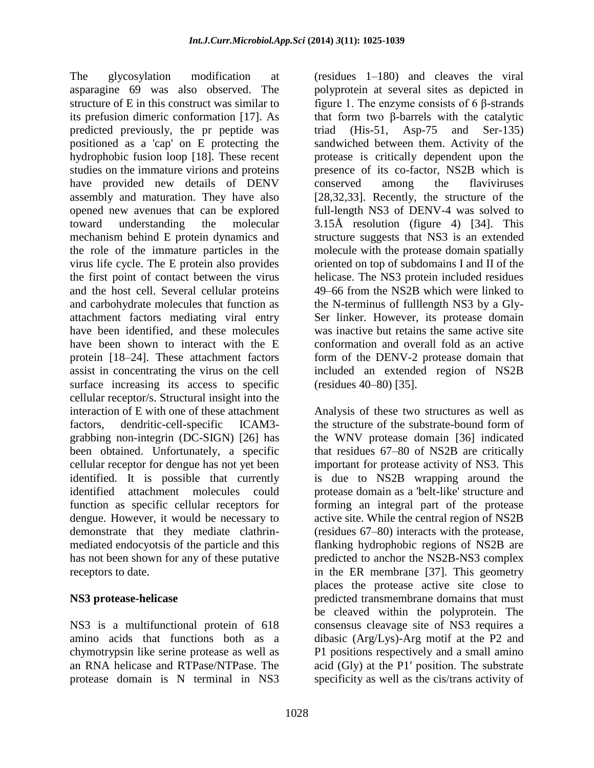The glycosylation modification at asparagine 69 was also observed. The structure of E in this construct was similar to its prefusion dimeric conformation [17]. As predicted previously, the pr peptide was positioned as a 'cap' on E protecting the hydrophobic fusion loop [18]. These recent studies on the immature virions and proteins have provided new details of DENV assembly and maturation. They have also opened new avenues that can be explored toward understanding the molecular mechanism behind E protein dynamics and the role of the immature particles in the virus life cycle. The E protein also provides the first point of contact between the virus and the host cell. Several cellular proteins and carbohydrate molecules that function as attachment factors mediating viral entry have been identified, and these molecules have been shown to interact with the E protein [18–24]. These attachment factors assist in concentrating the virus on the cell surface increasing its access to specific cellular receptor/s. Structural insight into the interaction of E with one of these attachment factors, dendritic-cell-specific ICAM3-grabbing non-integrin (DC-SIGN) [26] has been obtained. Unfortunately, a specific cellular receptor for dengue has not yet been identified. It is possible that currently identified attachment molecules could function as specific cellular receptors for dengue. However, it would be necessary to demonstrate that they mediate clathrin-mediated endocyotsis of the particle and this has not been shown for any of these putative receptors to date.

## NS3 protease-helicase

NS3 is a multifunctional protein of 618 amino acids that functions both as a chymotrypsin like serine protease as well as an RNA helicase and RTPase/NTPase. The protease domain is N terminal in NS3 (residues 1–180) and cleaves the viral polyprotein at several sites as depicted in figure 1. The enzyme consists of 6 β-strands that form two β-barrels with the catalytic triad (His-51, Asp-75 and Ser-135) sandwiched between them. Activity of the protease is critically dependent upon the presence of its co-factor, NS2B which is conserved among the flaviviruses [28,32,33]. Recently, the structure of the full-length NS3 of DENV-4 was solved to 3.15Å resolution (figure 4) [34]. This structure suggests that NS3 is an extended molecule with the protease domain spatially oriented on top of subdomains I and II of the helicase. The NS3 protein included residues 49–66 from the NS2B which were linked to the N-terminus of fulllength NS3 by a Gly-Ser linker. However, its protease domain was inactive but retains the same active site conformation and overall fold as an active form of the DENV-2 protease domain that included an extended region of NS2B (residues 40–80) [35].

Analysis of these two structures as well as the structure of the substrate-bound form of the WNV protease domain [36] indicated that residues 67–80 of NS2B are critically important for protease activity of NS3. This is due to NS2B wrapping around the protease domain as a 'belt-like' structure and forming an integral part of the protease active site. While the central region of NS2B (residues 67–80) interacts with the protease, flanking hydrophobic regions of NS2B are predicted to anchor the NS2B-NS3 complex in the ER membrane [37]. This geometry places the protease active site close to predicted transmembrane domains that must be cleaved within the polyprotein. The consensus cleavage site of NS3 requires a dibasic (Arg/Lys)-Arg motif at the P2 and P1 positions respectively and a small amino acid (Gly) at the P1′ position. The substrate specificity as well as the cis/trans activity of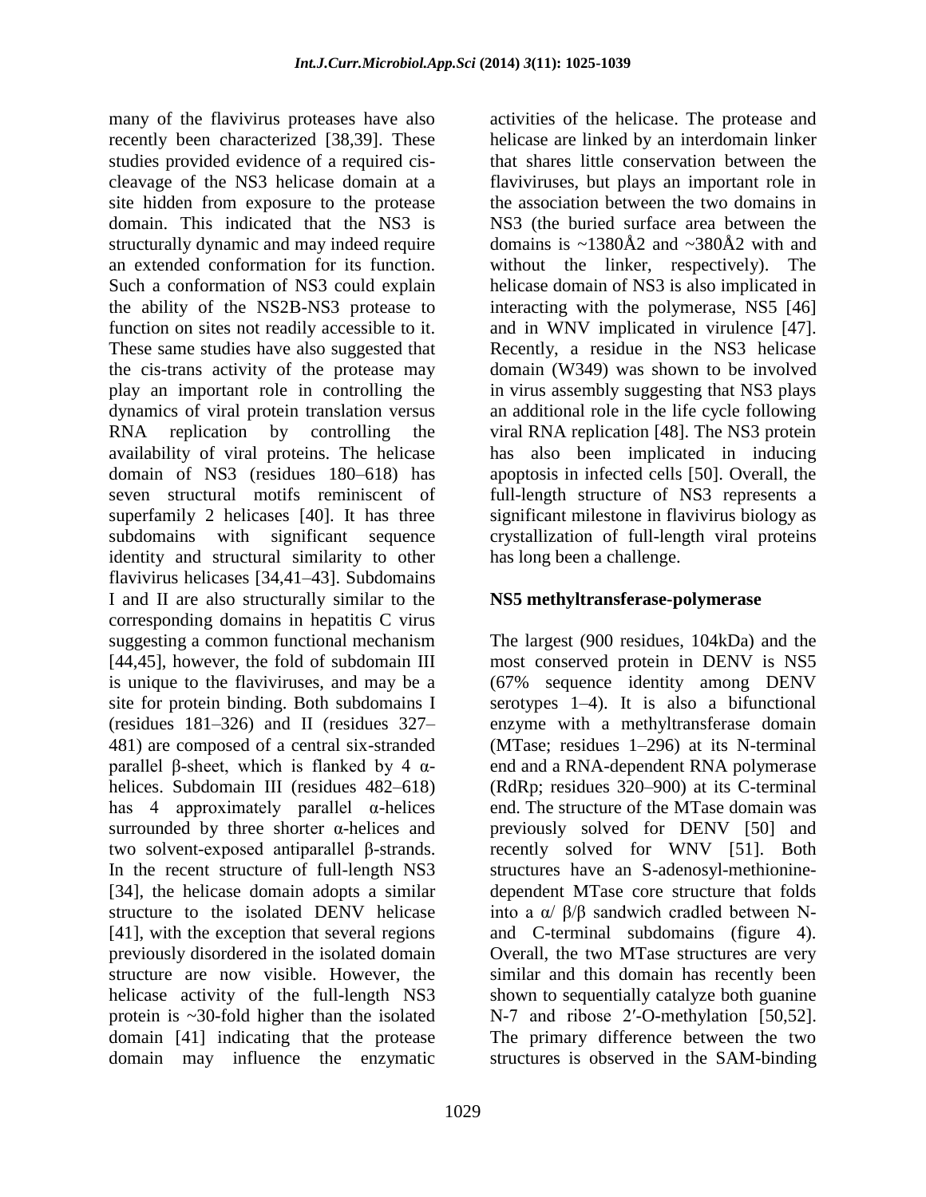many of the flavivirus proteases have also recently been characterized [38,39]. These studies provided evidence of a required cis-cleavage of the NS3 helicase domain at a site hidden from exposure to the protease domain. This indicated that the NS3 is structurally dynamic and may indeed require an extended conformation for its function. Such a conformation of NS3 could explain the ability of the NS2B-NS3 protease to function on sites not readily accessible to it. These same studies have also suggested that the cis-trans activity of the protease may play an important role in controlling the dynamics of viral protein translation versus RNA replication by controlling the availability of viral proteins. The helicase domain of NS3 (residues 180–618) has seven structural motifs reminiscent of superfamily 2 helicases [40]. It has three subdomains with significant sequence identity and structural similarity to other flavivirus helicases [34,41–43]. Subdomains I and II are also structurally similar to the corresponding domains in hepatitis C virus suggesting a common functional mechanism [44,45], however, the fold of subdomain III is unique to the flaviviruses, and may be a site for protein binding. Both subdomains I (residues 181–326) and II (residues 327–481) are composed of a central six-stranded parallel β-sheet, which is flanked by 4 α-helices. Subdomain III (residues 482–618) has 4 approximately parallel α-helices surrounded by three shorter α-helices and two solvent-exposed antiparallel β-strands. In the recent structure of full-length NS3 [34], the helicase domain adopts a similar structure to the isolated DENV helicase [41], with the exception that several regions previously disordered in the isolated domain structure are now visible. However, the helicase activity of the full-length NS3 protein is ~30-fold higher than the isolated domain [41] indicating that the protease domain may influence the enzymatic activities of the helicase. The protease and helicase are linked by an interdomain linker that shares little conservation between the flaviviruses, but plays an important role in the association between the two domains in NS3 (the buried surface area between the domains is ~1380Å2 and ~380Å2 with and without the linker, respectively). The helicase domain of NS3 is also implicated in interacting with the polymerase, NS5 [46] and in WNV implicated in virulence [47]. Recently, a residue in the NS3 helicase domain (W349) was shown to be involved in virus assembly suggesting that NS3 plays an additional role in the life cycle following viral RNA replication [48]. The NS3 protein has also been implicated in inducing apoptosis in infected cells [50]. Overall, the full-length structure of NS3 represents a significant milestone in flavivirus biology as crystallization of full-length viral proteins has long been a challenge.

## NS5 methyltransferase-polymerase

The largest (900 residues, 104kDa) and the most conserved protein in DENV is NS5 (67% sequence identity among DENV serotypes 1–4). It is also a bifunctional enzyme with a methyltransferase domain (MTase; residues 1–296) at its N-terminal end and a RNA-dependent RNA polymerase (RdRp; residues 320–900) at its C-terminal end. The structure of the MTase domain was previously solved for DENV [50] and recently solved for WNV [51]. Both structures have an S-adenosyl-methionine-dependent MTase core structure that folds into a α/ β/β sandwich cradled between N- and C-terminal subdomains (figure 4). Overall, the two MTase structures are very similar and this domain has recently been shown to sequentially catalyze both guanine N-7 and ribose 2′-O-methylation [50,52]. The primary difference between the two structures is observed in the SAM-binding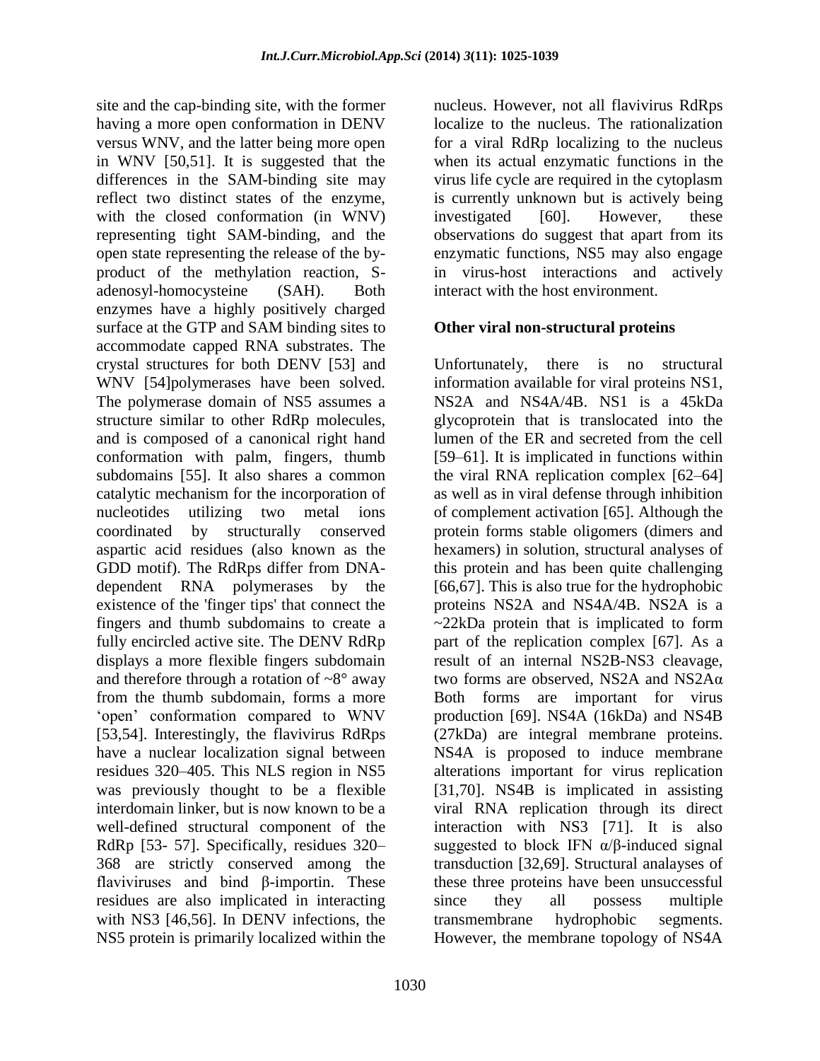site and the cap-binding site, with the former having a more open conformation in DENV versus WNV, and the latter being more open in WNV [50,51]. It is suggested that the differences in the SAM-binding site may reflect two distinct states of the enzyme, with the closed conformation (in WNV) representing tight SAM-binding, and the open state representing the release of the by-product of the methylation reaction, S-adenosyl-homocysteine (SAH). Both enzymes have a highly positively charged surface at the GTP and SAM binding sites to accommodate capped RNA substrates. The crystal structures for both DENV [53] and WNV [54]polymerases have been solved. The polymerase domain of NS5 assumes a structure similar to other RdRp molecules, and is composed of a canonical right hand conformation with palm, fingers, thumb subdomains [55]. It also shares a common catalytic mechanism for the incorporation of nucleotides utilizing two metal ions coordinated by structurally conserved aspartic acid residues (also known as the GDD motif). The RdRps differ from DNA-dependent RNA polymerases by the existence of the 'finger tips' that connect the fingers and thumb subdomains to create a fully encircled active site. The DENV RdRp displays a more flexible fingers subdomain and therefore through a rotation of ~8° away from the thumb subdomain, forms a more 'open' conformation compared to WNV [53,54]. Interestingly, the flavivirus RdRps have a nuclear localization signal between residues 320–405. This NLS region in NS5 was previously thought to be a flexible interdomain linker, but is now known to be a well-defined structural component of the RdRp [53- 57]. Specifically, residues 320–368 are strictly conserved among the flaviviruses and bind β-importin. These residues are also implicated in interacting with NS3 [46,56]. In DENV infections, the NS5 protein is primarily localized within the nucleus. However, not all flavivirus RdRps localize to the nucleus. The rationalization for a viral RdRp localizing to the nucleus when its actual enzymatic functions in the virus life cycle are required in the cytoplasm is currently unknown but is actively being investigated [60]. However, these observations do suggest that apart from its enzymatic functions, NS5 may also engage in virus-host interactions and actively interact with the host environment.

## Other viral non-structural proteins

Unfortunately, there is no structural information available for viral proteins NS1, NS2A and NS4A/4B. NS1 is a 45kDa glycoprotein that is translocated into the lumen of the ER and secreted from the cell [59–61]. It is implicated in functions within the viral RNA replication complex [62–64] as well as in viral defense through inhibition of complement activation [65]. Although the protein forms stable oligomers (dimers and hexamers) in solution, structural analyses of this protein and has been quite challenging [66,67]. This is also true for the hydrophobic proteins NS2A and NS4A/4B. NS2A is a ~22kDa protein that is implicated to form part of the replication complex [67]. As a result of an internal NS2B-NS3 cleavage, two forms are observed, NS2A and NS2Aα Both forms are important for virus production [69]. NS4A (16kDa) and NS4B (27kDa) are integral membrane proteins. NS4A is proposed to induce membrane alterations important for virus replication [31,70]. NS4B is implicated in assisting viral RNA replication through its direct interaction with NS3 [71]. It is also suggested to block IFN α/β-induced signal transduction [32,69]. Structural analayses of these three proteins have been unsuccessful since they all possess multiple transmembrane hydrophobic segments. However, the membrane topology of NS4A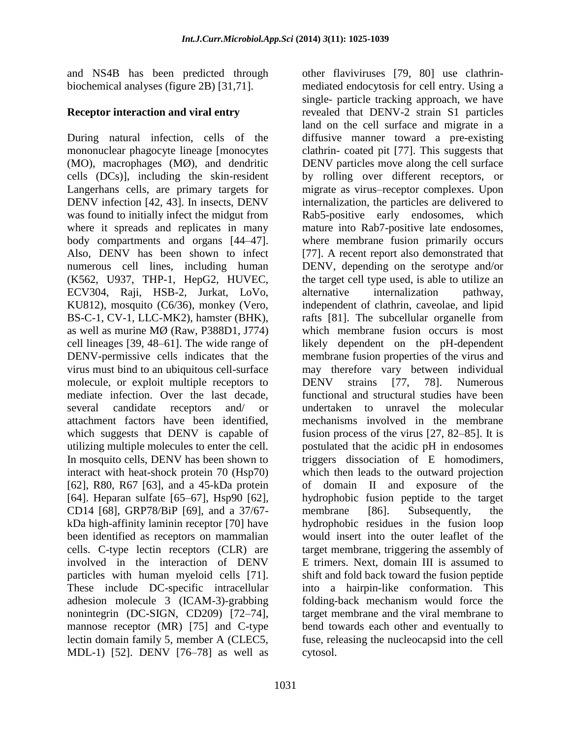and NS4B has been predicted through biochemical analyses (figure 2B) [31,71].

**Receptor interaction and viral entry**

During natural infection, cells of the mononuclear phagocyte lineage [monocytes (MO), macrophages (MØ), and dendritic cells (DCs)], including the skin-resident Langerhans cells, are primary targets for DENV infection [42, 43]. In insects, DENV was found to initially infect the midgut from where it spreads and replicates in many body compartments and organs [44–47]. Also, DENV has been shown to infect numerous cell lines, including human (K562, U937, THP-1, HepG2, HUVEC, ECV304, Raji, HSB-2, Jurkat, LoVo, KU812), mosquito (C6/36), monkey (Vero, BS-C-1, CV-1, LLC-MK2), hamster (BHK), as well as murine MØ (Raw, P388D1, J774) cell lineages [39, 48–61]. The wide range of DENV-permissive cells indicates that the virus must bind to an ubiquitous cell-surface molecule, or exploit multiple receptors to mediate infection. Over the last decade, several candidate receptors and/ or attachment factors have been identified, which suggests that DENV is capable of utilizing multiple molecules to enter the cell. In mosquito cells, DENV has been shown to interact with heat-shock protein 70 (Hsp70) [62], R80, R67 [63], and a 45-kDa protein [64]. Heparan sulfate [65–67], Hsp90 [62], CD14 [68], GRP78/BiP [69], and a 37/67-kDa high-affinity laminin receptor [70] have been identified as receptors on mammalian cells. C-type lectin receptors (CLR) are involved in the interaction of DENV particles with human myeloid cells [71]. These include DC-specific intracellular adhesion molecule 3 (ICAM-3)-grabbing nonintegrin (DC-SIGN, CD209) [72–74], mannose receptor (MR) [75] and C-type lectin domain family 5, member A (CLEC5, MDL-1) [52]. DENV [76–78] as well as other flaviviruses [79, 80] use clathrin-mediated endocytosis for cell entry. Using a single- particle tracking approach, we have revealed that DENV-2 strain S1 particles land on the cell surface and migrate in a diffusive manner toward a pre-existing clathrin- coated pit [77]. This suggests that DENV particles move along the cell surface by rolling over different receptors, or migrate as virus–receptor complexes. Upon internalization, the particles are delivered to Rab5-positive early endosomes, which mature into Rab7-positive late endosomes, where membrane fusion primarily occurs [77]. A recent report also demonstrated that DENV, depending on the serotype and/or the target cell type used, is able to utilize an alternative internalization pathway, independent of clathrin, caveolae, and lipid rafts [81]. The subcellular organelle from which membrane fusion occurs is most likely dependent on the pH-dependent membrane fusion properties of the virus and may therefore vary between individual DENV strains [77, 78]. Numerous functional and structural studies have been undertaken to unravel the molecular mechanisms involved in the membrane fusion process of the virus [27, 82–85]. It is postulated that the acidic pH in endosomes triggers dissociation of E homodimers, which then leads to the outward projection of domain II and exposure of the hydrophobic fusion peptide to the target membrane [86]. Subsequently, the hydrophobic residues in the fusion loop would insert into the outer leaflet of the target membrane, triggering the assembly of E trimers. Next, domain III is assumed to shift and fold back toward the fusion peptide into a hairpin-like conformation. This folding-back mechanism would force the target membrane and the viral membrane to bend towards each other and eventually to fuse, releasing the nucleocapsid into the cell cytosol.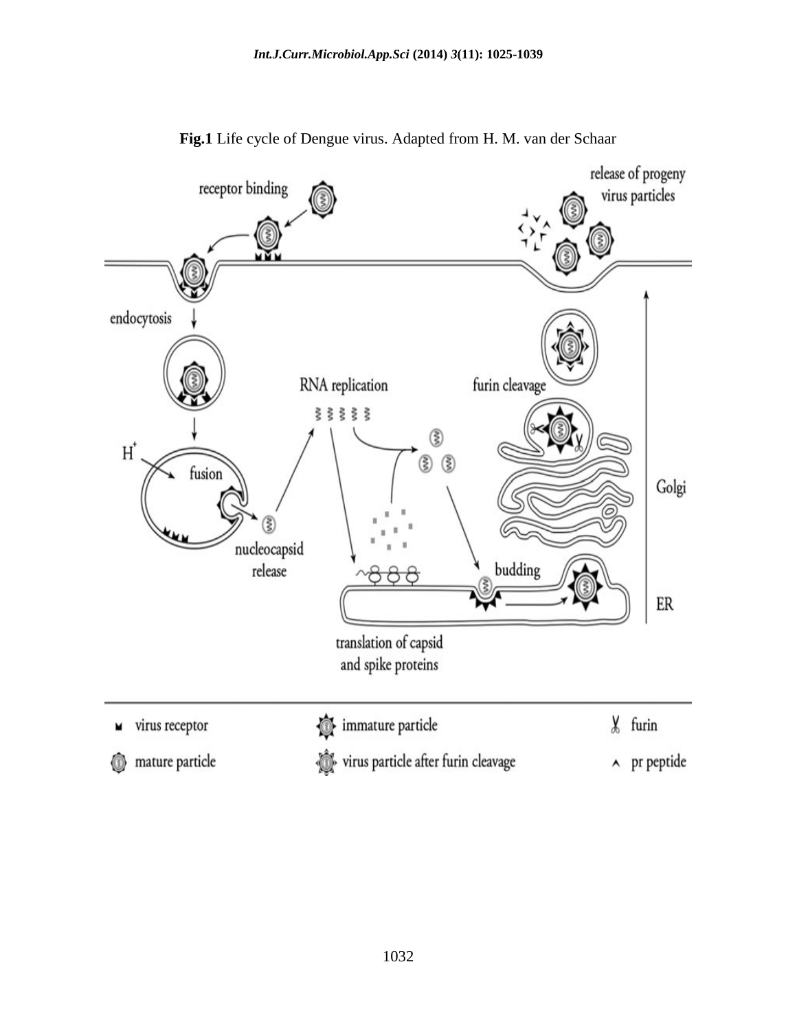**Fig.1** Life cycle of Dengue virus. Adapted from H. M. van der Schaar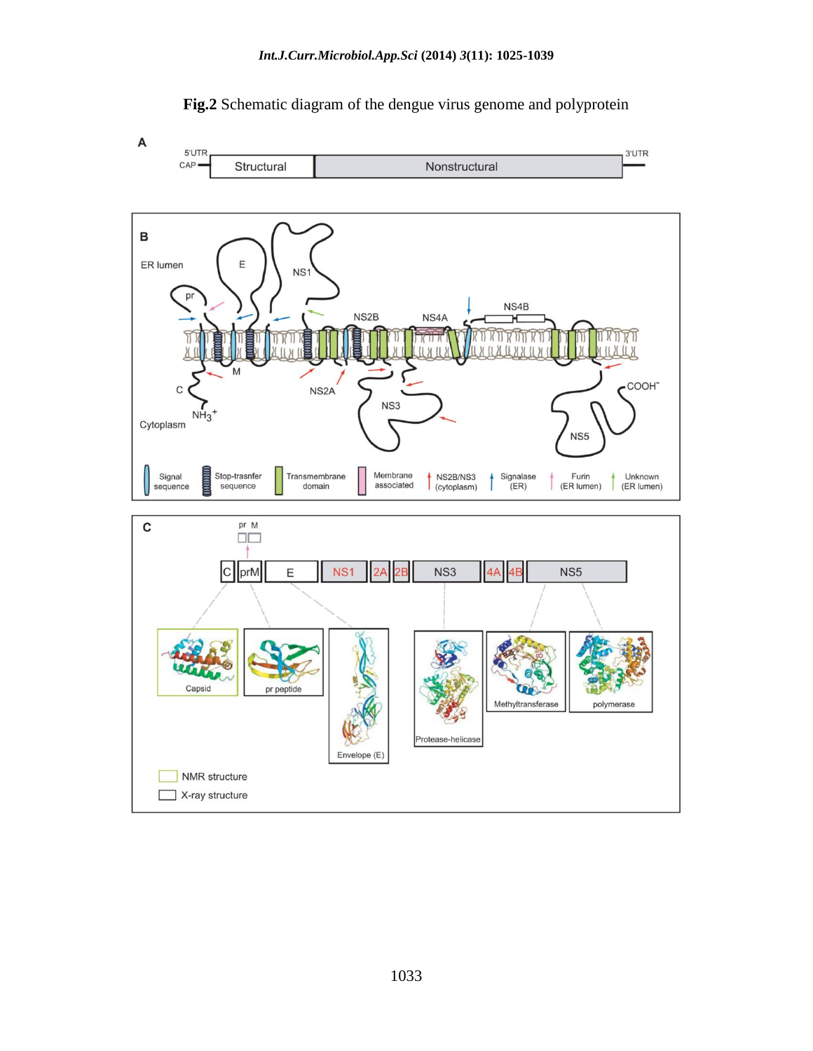**Fig.2** Schematic diagram of the dengue virus genome and polyprotein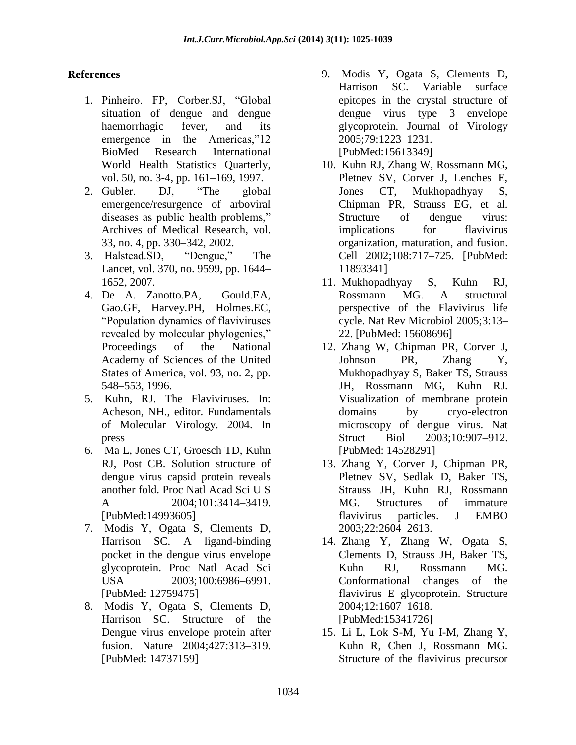## References

1. Pinheiro. FP, Corber.SJ, "Global situation of dengue and dengue haemorrhagic fever, and its emergence in the Americas,"12 BioMed Research International World Health Statistics Quarterly, vol. 50, no. 3-4, pp. 161–169, 1997.
2. Gubler. DJ, "The global emergence/resurgence of arboviral diseases as public health problems," Archives of Medical Research, vol. 33, no. 4, pp. 330–342, 2002.
3. Halstead.SD, "Dengue," The Lancet, vol. 370, no. 9599, pp. 1644–1652, 2007.
4. De A. Zanotto.PA, Gould.EA, Gao.GF, Harvey.PH, Holmes.EC, "Population dynamics of flaviviruses revealed by molecular phylogenies," Proceedings of the National Academy of Sciences of the United States of America, vol. 93, no. 2, pp. 548–553, 1996.
5. Kuhn, RJ. The Flaviviruses. In: Acheson, NH., editor. Fundamentals of Molecular Virology. 2004. In press
6. Ma L, Jones CT, Groesch TD, Kuhn RJ, Post CB. Solution structure of dengue virus capsid protein reveals another fold. Proc Natl Acad Sci U S A 2004;101:3414–3419. [PubMed:14993605]
7. Modis Y, Ogata S, Clements D, Harrison SC. A ligand-binding pocket in the dengue virus envelope glycoprotein. Proc Natl Acad Sci USA 2003;100:6986–6991. [PubMed: 12759475]
8. Modis Y, Ogata S, Clements D, Harrison SC. Structure of the Dengue virus envelope protein after fusion. Nature 2004;427:313–319. [PubMed: 14737159]
9. Modis Y, Ogata S, Clements D, Harrison SC. Variable surface epitopes in the crystal structure of dengue virus type 3 envelope glycoprotein. Journal of Virology 2005;79:1223–1231. [PubMed:15613349]
10. Kuhn RJ, Zhang W, Rossmann MG, Pletnev SV, Corver J, Lenches E, Jones CT, Mukhopadhyay S, Chipman PR, Strauss EG, et al. Structure of dengue virus: implications for flavivirus organization, maturation, and fusion. Cell 2002;108:717–725. [PubMed: 11893341]
11. Mukhopadhyay S, Kuhn RJ, Rossmann MG. A structural perspective of the Flavivirus life cycle. Nat Rev Microbiol 2005;3:13–22. [PubMed: 15608696]
12. Zhang W, Chipman PR, Corver J, Johnson PR, Zhang Y, Mukhopadhyay S, Baker TS, Strauss JH, Rossmann MG, Kuhn RJ. Visualization of membrane protein domains by cryo-electron microscopy of dengue virus. Nat Struct Biol 2003;10:907–912. [PubMed: 14528291]
13. Zhang Y, Corver J, Chipman PR, Pletnev SV, Sedlak D, Baker TS, Strauss JH, Kuhn RJ, Rossmann MG. Structures of immature flavivirus particles. J EMBO 2003;22:2604–2613.
14. Zhang Y, Zhang W, Ogata S, Clements D, Strauss JH, Baker TS, Kuhn RJ, Rossmann MG. Conformational changes of the flavivirus E glycoprotein. Structure 2004;12:1607–1618. [PubMed:15341726]
15. Li L, Lok S-M, Yu I-M, Zhang Y, Kuhn R, Chen J, Rossmann MG. Structure of the flavivirus precursor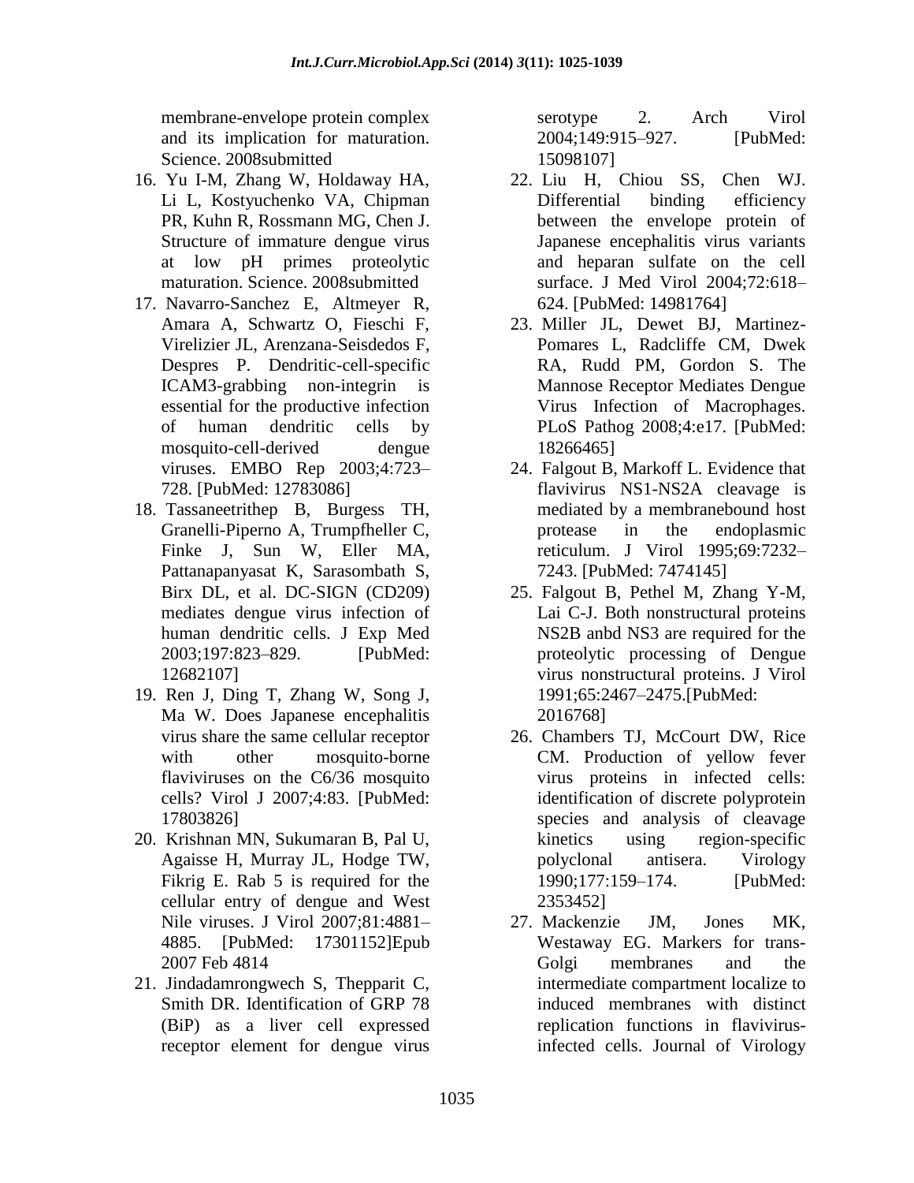membrane-envelope protein complex and its implication for maturation. Science. 2008submitted

16. Yu I-M, Zhang W, Holdaway HA, Li L, Kostyuchenko VA, Chipman PR, Kuhn R, Rossmann MG, Chen J. Structure of immature dengue virus at low pH primes proteolytic maturation. Science. 2008submitted
17. Navarro-Sanchez E, Altmeyer R, Amara A, Schwartz O, Fieschi F, Virelizier JL, Arenzana-Seisdedos F, Despres P. Dendritic-cell-specific ICAM3-grabbing non-integrin is essential for the productive infection of human dendritic cells by mosquito-cell-derived dengue viruses. EMBO Rep 2003;4:723–728. [PubMed: 12783086]
18. Tassaneetrithep B, Burgess TH, Granelli-Piperno A, Trumpfheller C, Finke J, Sun W, Eller MA, Pattanapanyasat K, Sarasombath S, Birx DL, et al. DC-SIGN (CD209) mediates dengue virus infection of human dendritic cells. J Exp Med 2003;197:823–829. [PubMed: 12682107]
19. Ren J, Ding T, Zhang W, Song J, Ma W. Does Japanese encephalitis virus share the same cellular receptor with other mosquito-borne flaviviruses on the C6/36 mosquito cells? Virol J 2007;4:83. [PubMed: 17803826]
20. Krishnan MN, Sukumaran B, Pal U, Agaisse H, Murray JL, Hodge TW, Fikrig E. Rab 5 is required for the cellular entry of dengue and West Nile viruses. J Virol 2007;81:4881–4885. [PubMed: 17301152]Epub 2007 Feb 4814
21. Jindadamrongwech S, Thepparit C, Smith DR. Identification of GRP 78 (BiP) as a liver cell expressed receptor element for dengue virus serotype 2. Arch Virol 2004;149:915–927. [PubMed: 15098107]
22. Liu H, Chiou SS, Chen WJ. Differential binding efficiency between the envelope protein of Japanese encephalitis virus variants and heparan sulfate on the cell surface. J Med Virol 2004;72:618–624. [PubMed: 14981764]
23. Miller JL, Dewet BJ, Martinez-Pomares L, Radcliffe CM, Dwek RA, Rudd PM, Gordon S. The Mannose Receptor Mediates Dengue Virus Infection of Macrophages. PLoS Pathog 2008;4:e17. [PubMed: 18266465]
24. Falgout B, Markoff L. Evidence that flavivirus NS1-NS2A cleavage is mediated by a membranebound host protease in the endoplasmic reticulum. J Virol 1995;69:7232–7243. [PubMed: 7474145]
25. Falgout B, Pethel M, Zhang Y-M, Lai C-J. Both nonstructural proteins NS2B anbd NS3 are required for the proteolytic processing of Dengue virus nonstructural proteins. J Virol 1991;65:2467–2475.[PubMed: 2016768]
26. Chambers TJ, McCourt DW, Rice CM. Production of yellow fever virus proteins in infected cells: identification of discrete polyprotein species and analysis of cleavage kinetics using region-specific polyclonal antisera. Virology 1990;177:159–174. [PubMed: 2353452]
27. Mackenzie JM, Jones MK, Westaway EG. Markers for trans-Golgi membranes and the intermediate compartment localize to induced membranes with distinct replication functions in flavivirus-infected cells. Journal of Virology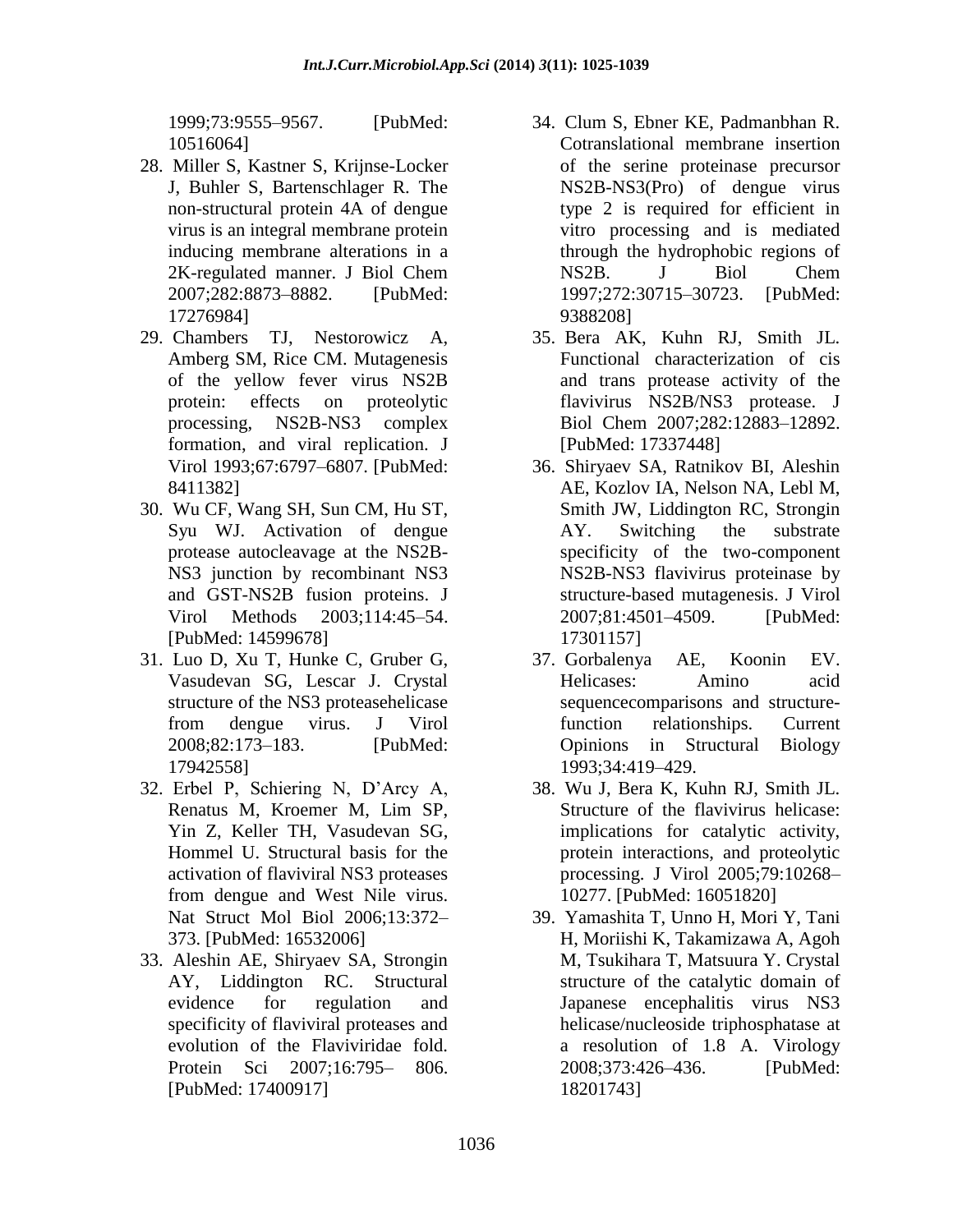1999;73:9555–9567. [PubMed: 10516064]

28. Miller S, Kastner S, Krijnse-Locker J, Buhler S, Bartenschlager R. The non-structural protein 4A of dengue virus is an integral membrane protein inducing membrane alterations in a 2K-regulated manner. J Biol Chem 2007;282:8873–8882. [PubMed: 17276984]
29. Chambers TJ, Nestorowicz A, Amberg SM, Rice CM. Mutagenesis of the yellow fever virus NS2B protein: effects on proteolytic processing, NS2B-NS3 complex formation, and viral replication. J Virol 1993;67:6797–6807. [PubMed: 8411382]
30. Wu CF, Wang SH, Sun CM, Hu ST, Syu WJ. Activation of dengue protease autocleavage at the NS2B-NS3 junction by recombinant NS3 and GST-NS2B fusion proteins. J Virol Methods 2003;114:45–54. [PubMed: 14599678]
31. Luo D, Xu T, Hunke C, Gruber G, Vasudevan SG, Lescar J. Crystal structure of the NS3 proteasehelicase from dengue virus. J Virol 2008;82:173–183. [PubMed: 17942558]
32. Erbel P, Schiering N, D'Arcy A, Renatus M, Kroemer M, Lim SP, Yin Z, Keller TH, Vasudevan SG, Hommel U. Structural basis for the activation of flaviviral NS3 proteases from dengue and West Nile virus. Nat Struct Mol Biol 2006;13:372–373. [PubMed: 16532006]
33. Aleshin AE, Shiryaev SA, Strongin AY, Liddington RC. Structural evidence for regulation and specificity of flaviviral proteases and evolution of the Flaviviridae fold. Protein Sci 2007;16:795– 806. [PubMed: 17400917]
34. Clum S, Ebner KE, Padmanbhan R. Cotranslational membrane insertion of the serine proteinase precursor NS2B-NS3(Pro) of dengue virus type 2 is required for efficient in vitro processing and is mediated through the hydrophobic regions of NS2B. J Biol Chem 1997;272:30715–30723. [PubMed: 9388208]
35. Bera AK, Kuhn RJ, Smith JL. Functional characterization of cis and trans protease activity of the flavivirus NS2B/NS3 protease. J Biol Chem 2007;282:12883–12892. [PubMed: 17337448]
36. Shiryaev SA, Ratnikov BI, Aleshin AE, Kozlov IA, Nelson NA, Lebl M, Smith JW, Liddington RC, Strongin AY. Switching the substrate specificity of the two-component NS2B-NS3 flavivirus proteinase by structure-based mutagenesis. J Virol 2007;81:4501–4509. [PubMed: 17301157]
37. Gorbalenya AE, Koonin EV. Helicases: Amino acid sequencecomparisons and structure-function relationships. Current Opinions in Structural Biology 1993;34:419–429.
38. Wu J, Bera K, Kuhn RJ, Smith JL. Structure of the flavivirus helicase: implications for catalytic activity, protein interactions, and proteolytic processing. J Virol 2005;79:10268–10277. [PubMed: 16051820]
39. Yamashita T, Unno H, Mori Y, Tani H, Moriishi K, Takamizawa A, Agoh M, Tsukihara T, Matsuura Y. Crystal structure of the catalytic domain of Japanese encephalitis virus NS3 helicase/nucleoside triphosphatase at a resolution of 1.8 A. Virology 2008;373:426–436. [PubMed: 18201743]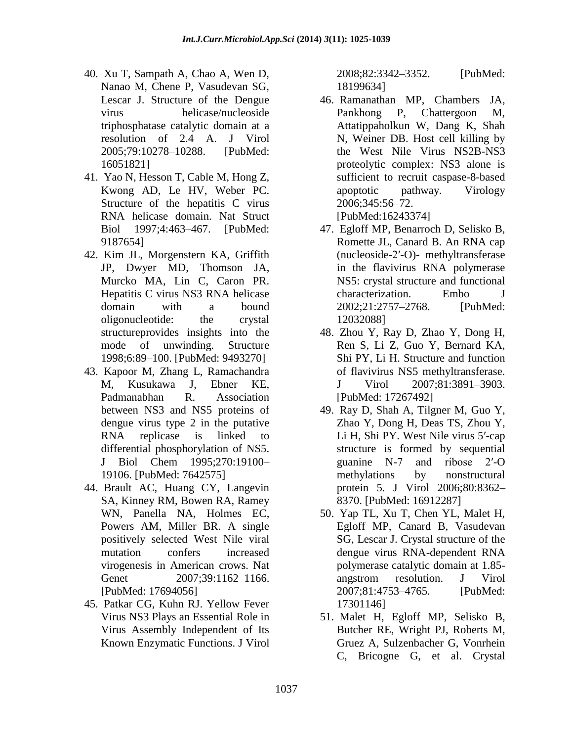40. Xu T, Sampath A, Chao A, Wen D, Nanao M, Chene P, Vasudevan SG, Lescar J. Structure of the Dengue virus helicase/nucleoside triphosphatase catalytic domain at a resolution of 2.4 A. J Virol 2005;79:10278–10288. [PubMed: 16051821]
41. Yao N, Hesson T, Cable M, Hong Z, Kwong AD, Le HV, Weber PC. Structure of the hepatitis C virus RNA helicase domain. Nat Struct Biol 1997;4:463–467. [PubMed: 9187654]
42. Kim JL, Morgenstern KA, Griffith JP, Dwyer MD, Thomson JA, Murcko MA, Lin C, Caron PR. Hepatitis C virus NS3 RNA helicase domain with a bound oligonucleotide: the crystal structureprovides insights into the mode of unwinding. Structure 1998;6:89–100. [PubMed: 9493270]
43. Kapoor M, Zhang L, Ramachandra M, Kusukawa J, Ebner KE, Padmanabhan R. Association between NS3 and NS5 proteins of dengue virus type 2 in the putative RNA replicase is linked to differential phosphorylation of NS5. J Biol Chem 1995;270:19100–19106. [PubMed: 7642575]
44. Brault AC, Huang CY, Langevin SA, Kinney RM, Bowen RA, Ramey WN, Panella NA, Holmes EC, Powers AM, Miller BR. A single positively selected West Nile viral mutation confers increased virogenesis in American crows. Nat Genet 2007;39:1162–1166. [PubMed: 17694056]
45. Patkar CG, Kuhn RJ. Yellow Fever Virus NS3 Plays an Essential Role in Virus Assembly Independent of Its Known Enzymatic Functions. J Virol 2008;82:3342–3352. [PubMed: 18199634]
46. Ramanathan MP, Chambers JA, Pankhong P, Chattergoon M, Attatippaholkun W, Dang K, Shah N, Weiner DB. Host cell killing by the West Nile Virus NS2B-NS3 proteolytic complex: NS3 alone is sufficient to recruit caspase-8-based apoptotic pathway. Virology 2006;345:56–72. [PubMed:16243374]
47. Egloff MP, Benarroch D, Selisko B, Romette JL, Canard B. An RNA cap (nucleoside-2′-O)- methyltransferase in the flavivirus RNA polymerase NS5: crystal structure and functional characterization. Embo J 2002;21:2757–2768. [PubMed: 12032088]
48. Zhou Y, Ray D, Zhao Y, Dong H, Ren S, Li Z, Guo Y, Bernard KA, Shi PY, Li H. Structure and function of flavivirus NS5 methyltransferase. J Virol 2007;81:3891–3903. [PubMed: 17267492]
49. Ray D, Shah A, Tilgner M, Guo Y, Zhao Y, Dong H, Deas TS, Zhou Y, Li H, Shi PY. West Nile virus 5′-cap structure is formed by sequential guanine N-7 and ribose 2′-O methylations by nonstructural protein 5. J Virol 2006;80:8362–8370. [PubMed: 16912287]
50. Yap TL, Xu T, Chen YL, Malet H, Egloff MP, Canard B, Vasudevan SG, Lescar J. Crystal structure of the dengue virus RNA-dependent RNA polymerase catalytic domain at 1.85-angstrom resolution. J Virol 2007;81:4753–4765. [PubMed: 17301146]
51. Malet H, Egloff MP, Selisko B, Butcher RE, Wright PJ, Roberts M, Gruez A, Sulzenbacher G, Vonrhein C, Bricogne G, et al. Crystal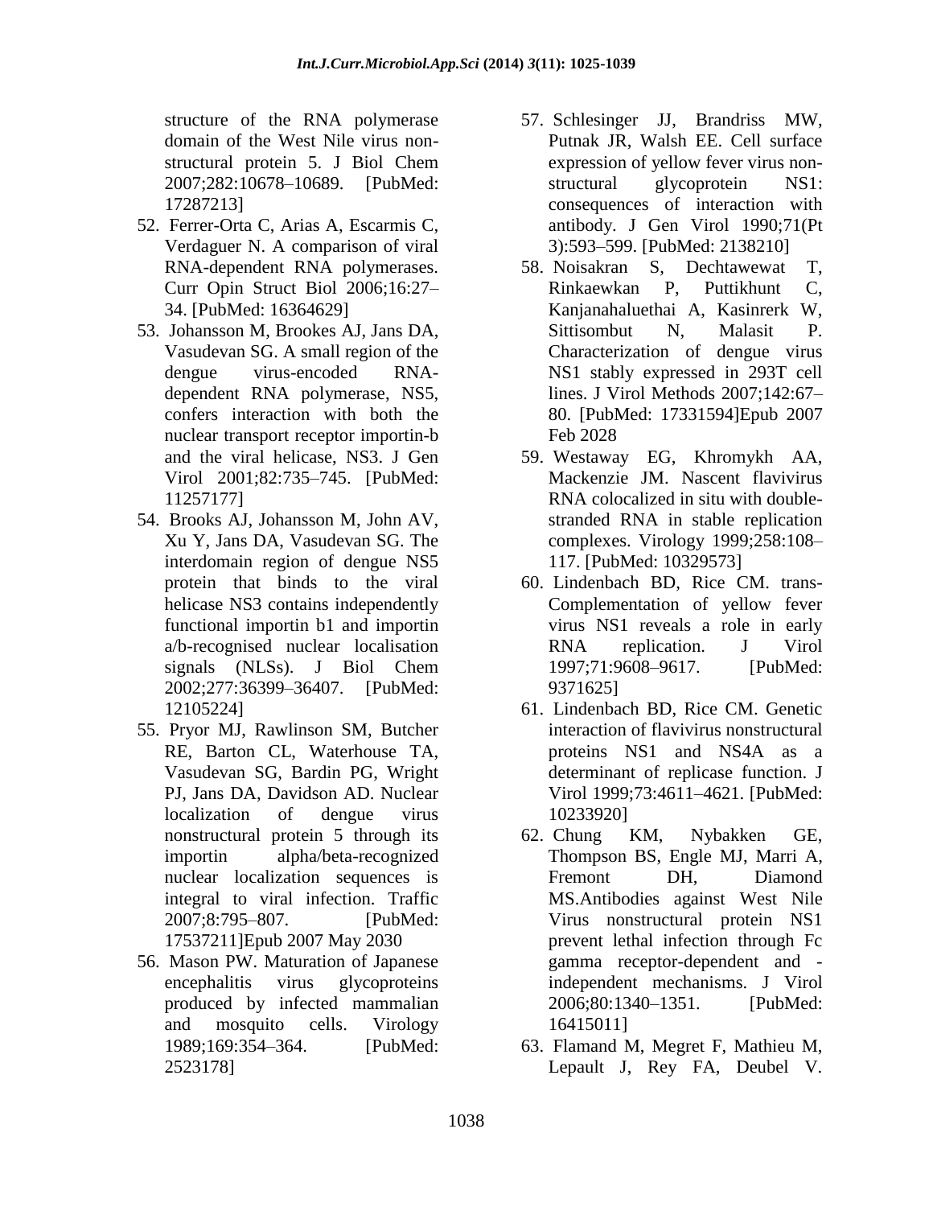structure of the RNA polymerase domain of the West Nile virus non-structural protein 5. J Biol Chem 2007;282:10678–10689. [PubMed: 17287213]

52. Ferrer-Orta C, Arias A, Escarmis C, Verdaguer N. A comparison of viral RNA-dependent RNA polymerases. Curr Opin Struct Biol 2006;16:27–34. [PubMed: 16364629]
53. Johansson M, Brookes AJ, Jans DA, Vasudevan SG. A small region of the dengue virus-encoded RNA-dependent RNA polymerase, NS5, confers interaction with both the nuclear transport receptor importin-b and the viral helicase, NS3. J Gen Virol 2001;82:735–745. [PubMed: 11257177]
54. Brooks AJ, Johansson M, John AV, Xu Y, Jans DA, Vasudevan SG. The interdomain region of dengue NS5 protein that binds to the viral helicase NS3 contains independently functional importin b1 and importin a/b-recognised nuclear localisation signals (NLSs). J Biol Chem 2002;277:36399–36407. [PubMed: 12105224]
55. Pryor MJ, Rawlinson SM, Butcher RE, Barton CL, Waterhouse TA, Vasudevan SG, Bardin PG, Wright PJ, Jans DA, Davidson AD. Nuclear localization of dengue virus nonstructural protein 5 through its importin alpha/beta-recognized nuclear localization sequences is integral to viral infection. Traffic 2007;8:795–807. [PubMed: 17537211]Epub 2007 May 2030
56. Mason PW. Maturation of Japanese encephalitis virus glycoproteins produced by infected mammalian and mosquito cells. Virology 1989;169:354–364. [PubMed: 2523178]
57. Schlesinger JJ, Brandriss MW, Putnak JR, Walsh EE. Cell surface expression of yellow fever virus non-structural glycoprotein NS1: consequences of interaction with antibody. J Gen Virol 1990;71(Pt 3):593–599. [PubMed: 2138210]
58. Noisakran S, Dechtawewat T, Rinkaewkan P, Puttikhunt C, Kanjanahaluethai A, Kasinrerk W, Sittisombut N, Malasit P. Characterization of dengue virus NS1 stably expressed in 293T cell lines. J Virol Methods 2007;142:67–80. [PubMed: 17331594]Epub 2007 Feb 2028
59. Westaway EG, Khromykh AA, Mackenzie JM. Nascent flavivirus RNA colocalized in situ with double-stranded RNA in stable replication complexes. Virology 1999;258:108–117. [PubMed: 10329573]
60. Lindenbach BD, Rice CM. trans-Complementation of yellow fever virus NS1 reveals a role in early RNA replication. J Virol 1997;71:9608–9617. [PubMed: 9371625]
61. Lindenbach BD, Rice CM. Genetic interaction of flavivirus nonstructural proteins NS1 and NS4A as a determinant of replicase function. J Virol 1999;73:4611–4621. [PubMed: 10233920]
62. Chung KM, Nybakken GE, Thompson BS, Engle MJ, Marri A, Fremont DH, Diamond MS.Antibodies against West Nile Virus nonstructural protein NS1 prevent lethal infection through Fc gamma receptor-dependent and -independent mechanisms. J Virol 2006;80:1340–1351. [PubMed: 16415011]
63. Flamand M, Megret F, Mathieu M, Lepault J, Rey FA, Deubel V.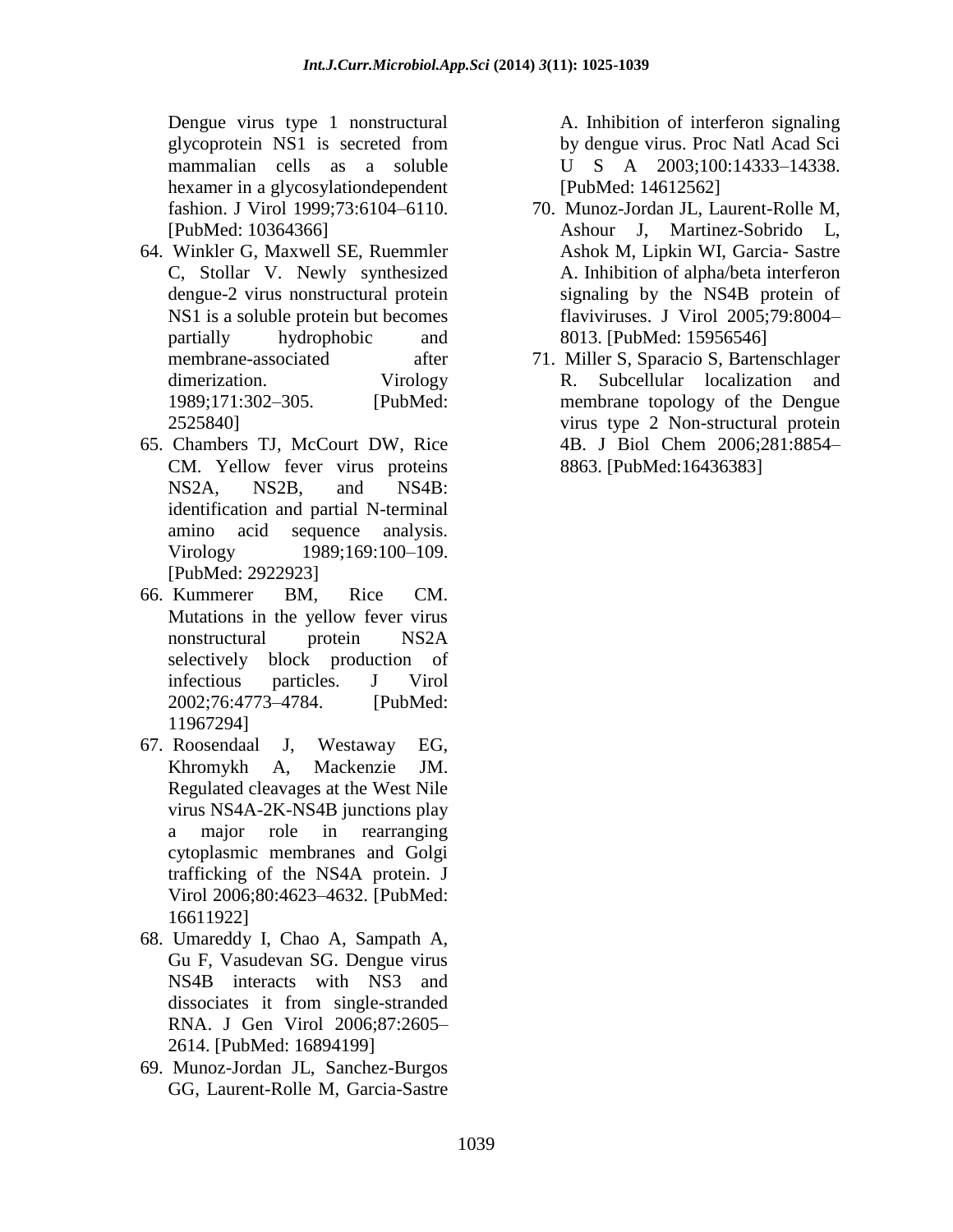Dengue virus type 1 nonstructural glycoprotein NS1 is secreted from mammalian cells as a soluble hexamer in a glycosylationdependent fashion. J Virol 1999;73:6104–6110. [PubMed: 10364366]

64. Winkler G, Maxwell SE, Ruemmler C, Stollar V. Newly synthesized dengue-2 virus nonstructural protein NS1 is a soluble protein but becomes partially hydrophobic and membrane-associated after dimerization. Virology 1989;171:302–305. [PubMed: 2525840]
65. Chambers TJ, McCourt DW, Rice CM. Yellow fever virus proteins NS2A, NS2B, and NS4B: identification and partial N-terminal amino acid sequence analysis. Virology 1989;169:100–109. [PubMed: 2922923]
66. Kummerer BM, Rice CM. Mutations in the yellow fever virus nonstructural protein NS2A selectively block production of infectious particles. J Virol 2002;76:4773–4784. [PubMed: 11967294]
67. Roosendaal J, Westaway EG, Khromykh A, Mackenzie JM. Regulated cleavages at the West Nile virus NS4A-2K-NS4B junctions play a major role in rearranging cytoplasmic membranes and Golgi trafficking of the NS4A protein. J Virol 2006;80:4623–4632. [PubMed: 16611922]
68. Umareddy I, Chao A, Sampath A, Gu F, Vasudevan SG. Dengue virus NS4B interacts with NS3 and dissociates it from single-stranded RNA. J Gen Virol 2006;87:2605–2614. [PubMed: 16894199]
69. Munoz-Jordan JL, Sanchez-Burgos GG, Laurent-Rolle M, Garcia-Sastre A. Inhibition of interferon signaling by dengue virus. Proc Natl Acad Sci U S A 2003;100:14333–14338. [PubMed: 14612562]
70. Munoz-Jordan JL, Laurent-Rolle M, Ashour J, Martinez-Sobrido L, Ashok M, Lipkin WI, Garcia- Sastre A. Inhibition of alpha/beta interferon signaling by the NS4B protein of flaviviruses. J Virol 2005;79:8004–8013. [PubMed: 15956546]
71. Miller S, Sparacio S, Bartenschlager R. Subcellular localization and membrane topology of the Dengue virus type 2 Non-structural protein 4B. J Biol Chem 2006;281:8854–8863. [PubMed:16436383]